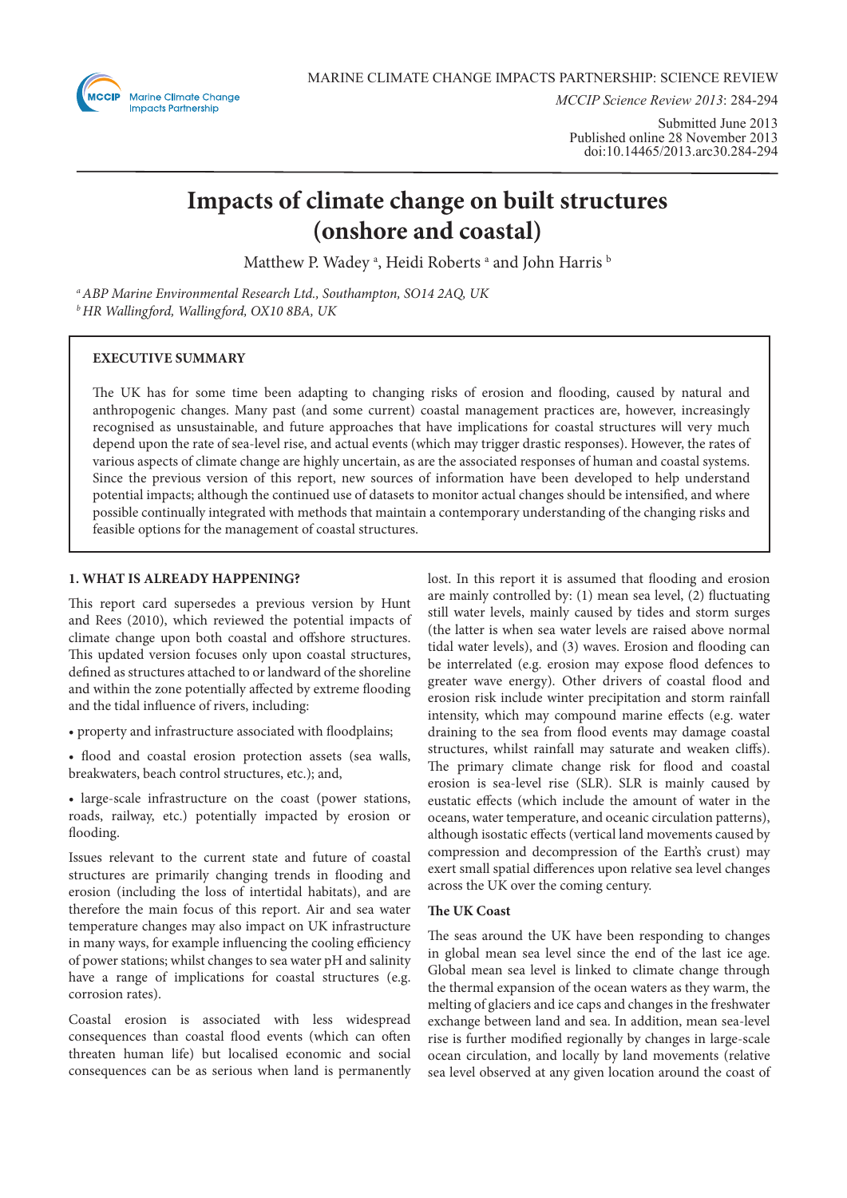MARINE CLIMATE CHANGE IMPACTS PARTNERSHIP: SCIENCE REVIEW

*MCCIP Science Review 2013*: 284-294

Submitted June 2013
Published online 28 November 2013
doi:10.14465/2013.arc30.284-294

# Impacts of climate change on built structures (onshore and coastal)

Matthew P. Wadey [a], Heidi Roberts [a] and John Harris [b]

[a] *ABP Marine Environmental Research Ltd., Southampton, SO14 2AQ, UK*
[b] *HR Wallingford, Wallingford, OX10 8BA, UK*

## EXECUTIVE SUMMARY

The UK has for some time been adapting to changing risks of erosion and flooding, caused by natural and anthropogenic changes. Many past (and some current) coastal management practices are, however, increasingly recognised as unsustainable, and future approaches that have implications for coastal structures will very much depend upon the rate of sea-level rise, and actual events (which may trigger drastic responses). However, the rates of various aspects of climate change are highly uncertain, as are the associated responses of human and coastal systems. Since the previous version of this report, new sources of information have been developed to help understand potential impacts; although the continued use of datasets to monitor actual changes should be intensified, and where possible continually integrated with methods that maintain a contemporary understanding of the changing risks and feasible options for the management of coastal structures.

## 1. WHAT IS ALREADY HAPPENING?

This report card supersedes a previous version by Hunt and Rees (2010), which reviewed the potential impacts of climate change upon both coastal and offshore structures. This updated version focuses only upon coastal structures, defined as structures attached to or landward of the shoreline and within the zone potentially affected by extreme flooding and the tidal influence of rivers, including:

- property and infrastructure associated with floodplains;
- flood and coastal erosion protection assets (sea walls, breakwaters, beach control structures, etc.); and,
- large-scale infrastructure on the coast (power stations, roads, railway, etc.) potentially impacted by erosion or flooding.

Issues relevant to the current state and future of coastal structures are primarily changing trends in flooding and erosion (including the loss of intertidal habitats), and are therefore the main focus of this report. Air and sea water temperature changes may also impact on UK infrastructure in many ways, for example influencing the cooling efficiency of power stations; whilst changes to sea water pH and salinity have a range of implications for coastal structures (e.g. corrosion rates).

Coastal erosion is associated with less widespread consequences than coastal flood events (which can often threaten human life) but localised economic and social consequences can be as serious when land is permanently lost. In this report it is assumed that flooding and erosion are mainly controlled by: (1) mean sea level, (2) fluctuating still water levels, mainly caused by tides and storm surges (the latter is when sea water levels are raised above normal tidal water levels), and (3) waves. Erosion and flooding can be interrelated (e.g. erosion may expose flood defences to greater wave energy). Other drivers of coastal flood and erosion risk include winter precipitation and storm rainfall intensity, which may compound marine effects (e.g. water draining to the sea from flood events may damage coastal structures, whilst rainfall may saturate and weaken cliffs). The primary climate change risk for flood and coastal erosion is sea-level rise (SLR). SLR is mainly caused by eustatic effects (which include the amount of water in the oceans, water temperature, and oceanic circulation patterns), although isostatic effects (vertical land movements caused by compression and decompression of the Earth's crust) may exert small spatial differences upon relative sea level changes across the UK over the coming century.

### The UK Coast

The seas around the UK have been responding to changes in global mean sea level since the end of the last ice age. Global mean sea level is linked to climate change through the thermal expansion of the ocean waters as they warm, the melting of glaciers and ice caps and changes in the freshwater exchange between land and sea. In addition, mean sea-level rise is further modified regionally by changes in large-scale ocean circulation, and locally by land movements (relative sea level observed at any given location around the coast of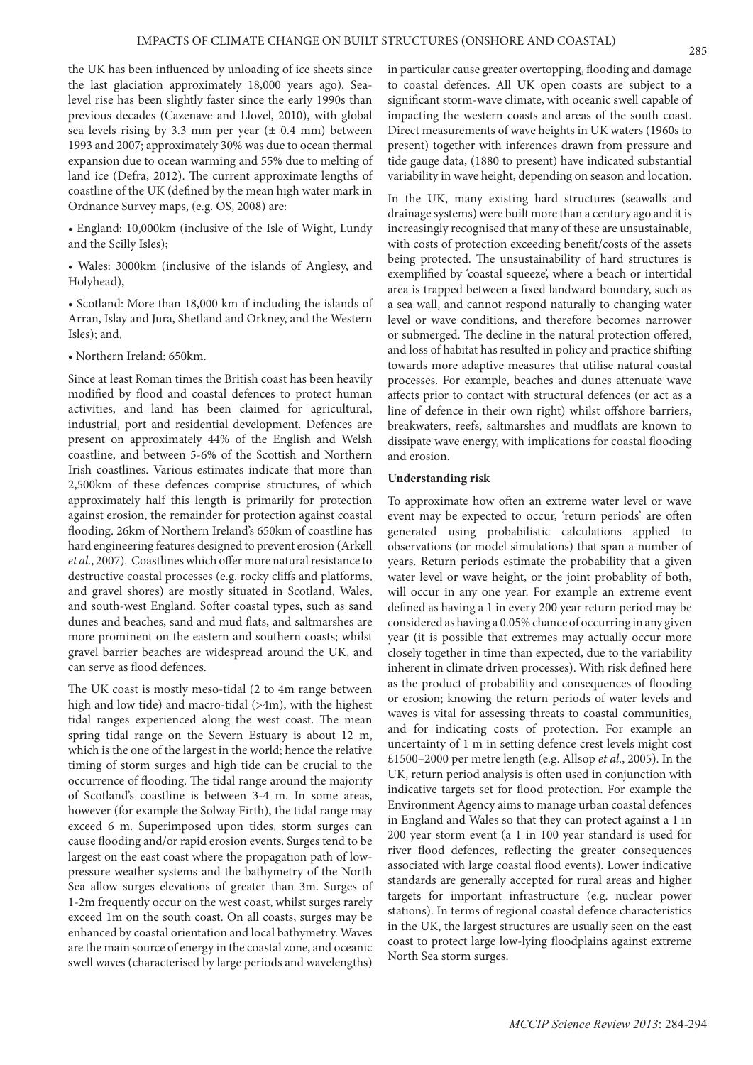the UK has been influenced by unloading of ice sheets since the last glaciation approximately 18,000 years ago). Sea-level rise has been slightly faster since the early 1990s than previous decades (Cazenave and Llovel, 2010), with global sea levels rising by 3.3 mm per year (± 0.4 mm) between 1993 and 2007; approximately 30% was due to ocean thermal expansion due to ocean warming and 55% due to melting of land ice (Defra, 2012). The current approximate lengths of coastline of the UK (defined by the mean high water mark in Ordnance Survey maps, (e.g. OS, 2008) are:

- England: 10,000km (inclusive of the Isle of Wight, Lundy and the Scilly Isles);
- Wales: 3000km (inclusive of the islands of Anglesy, and Holyhead),
- Scotland: More than 18,000 km if including the islands of Arran, Islay and Jura, Shetland and Orkney, and the Western Isles); and,
- Northern Ireland: 650km.

Since at least Roman times the British coast has been heavily modified by flood and coastal defences to protect human activities, and land has been claimed for agricultural, industrial, port and residential development. Defences are present on approximately 44% of the English and Welsh coastline, and between 5-6% of the Scottish and Northern Irish coastlines. Various estimates indicate that more than 2,500km of these defences comprise structures, of which approximately half this length is primarily for protection against erosion, the remainder for protection against coastal flooding. 26km of Northern Ireland's 650km of coastline has hard engineering features designed to prevent erosion (Arkell *et al.*, 2007). Coastlines which offer more natural resistance to destructive coastal processes (e.g. rocky cliffs and platforms, and gravel shores) are mostly situated in Scotland, Wales, and south-west England. Softer coastal types, such as sand dunes and beaches, sand and mud flats, and saltmarshes are more prominent on the eastern and southern coasts; whilst gravel barrier beaches are widespread around the UK, and can serve as flood defences.

The UK coast is mostly meso-tidal (2 to 4m range between high and low tide) and macro-tidal (>4m), with the highest tidal ranges experienced along the west coast. The mean spring tidal range on the Severn Estuary is about 12 m, which is the one of the largest in the world; hence the relative timing of storm surges and high tide can be crucial to the occurrence of flooding. The tidal range around the majority of Scotland's coastline is between 3-4 m. In some areas, however (for example the Solway Firth), the tidal range may exceed 6 m. Superimposed upon tides, storm surges can cause flooding and/or rapid erosion events. Surges tend to be largest on the east coast where the propagation path of low-pressure weather systems and the bathymetry of the North Sea allow surges elevations of greater than 3m. Surges of 1-2m frequently occur on the west coast, whilst surges rarely exceed 1m on the south coast. On all coasts, surges may be enhanced by coastal orientation and local bathymetry. Waves are the main source of energy in the coastal zone, and oceanic swell waves (characterised by large periods and wavelengths) in particular cause greater overtopping, flooding and damage to coastal defences. All UK open coasts are subject to a significant storm-wave climate, with oceanic swell capable of impacting the western coasts and areas of the south coast. Direct measurements of wave heights in UK waters (1960s to present) together with inferences drawn from pressure and tide gauge data, (1880 to present) have indicated substantial variability in wave height, depending on season and location.

In the UK, many existing hard structures (seawalls and drainage systems) were built more than a century ago and it is increasingly recognised that many of these are unsustainable, with costs of protection exceeding benefit/costs of the assets being protected. The unsustainability of hard structures is exemplified by 'coastal squeeze', where a beach or intertidal area is trapped between a fixed landward boundary, such as a sea wall, and cannot respond naturally to changing water level or wave conditions, and therefore becomes narrower or submerged. The decline in the natural protection offered, and loss of habitat has resulted in policy and practice shifting towards more adaptive measures that utilise natural coastal processes. For example, beaches and dunes attenuate wave affects prior to contact with structural defences (or act as a line of defence in their own right) whilst offshore barriers, breakwaters, reefs, saltmarshes and mudflats are known to dissipate wave energy, with implications for coastal flooding and erosion.

**Understanding risk**

To approximate how often an extreme water level or wave event may be expected to occur, 'return periods' are often generated using probabilistic calculations applied to observations (or model simulations) that span a number of years. Return periods estimate the probability that a given water level or wave height, or the joint probablity of both, will occur in any one year. For example an extreme event defined as having a 1 in every 200 year return period may be considered as having a 0.05% chance of occurring in any given year (it is possible that extremes may actually occur more closely together in time than expected, due to the variability inherent in climate driven processes). With risk defined here as the product of probability and consequences of flooding or erosion; knowing the return periods of water levels and waves is vital for assessing threats to coastal communities, and for indicating costs of protection. For example an uncertainty of 1 m in setting defence crest levels might cost £1500–2000 per metre length (e.g. Allsop *et al.*, 2005). In the UK, return period analysis is often used in conjunction with indicative targets set for flood protection. For example the Environment Agency aims to manage urban coastal defences in England and Wales so that they can protect against a 1 in 200 year storm event (a 1 in 100 year standard is used for river flood defences, reflecting the greater consequences associated with large coastal flood events). Lower indicative standards are generally accepted for rural areas and higher targets for important infrastructure (e.g. nuclear power stations). In terms of regional coastal defence characteristics in the UK, the largest structures are usually seen on the east coast to protect large low-lying floodplains against extreme North Sea storm surges.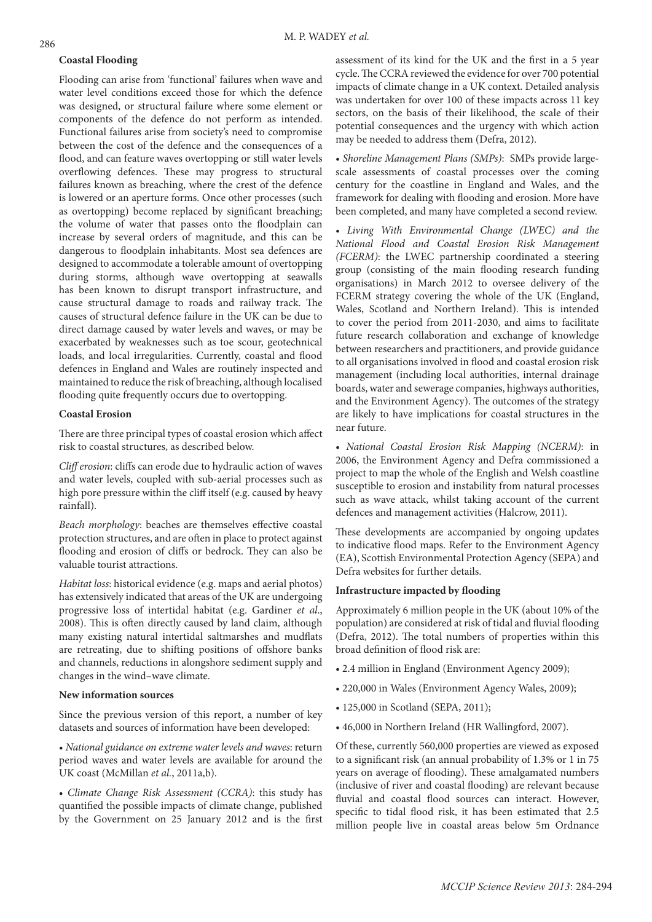**Coastal Flooding**

Flooding can arise from 'functional' failures when wave and water level conditions exceed those for which the defence was designed, or structural failure where some element or components of the defence do not perform as intended. Functional failures arise from society's need to compromise between the cost of the defence and the consequences of a flood, and can feature waves overtopping or still water levels overflowing defences. These may progress to structural failures known as breaching, where the crest of the defence is lowered or an aperture forms. Once other processes (such as overtopping) become replaced by significant breaching; the volume of water that passes onto the floodplain can increase by several orders of magnitude, and this can be dangerous to floodplain inhabitants. Most sea defences are designed to accommodate a tolerable amount of overtopping during storms, although wave overtopping at seawalls has been known to disrupt transport infrastructure, and cause structural damage to roads and railway track. The causes of structural defence failure in the UK can be due to direct damage caused by water levels and waves, or may be exacerbated by weaknesses such as toe scour, geotechnical loads, and local irregularities. Currently, coastal and flood defences in England and Wales are routinely inspected and maintained to reduce the risk of breaching, although localised flooding quite frequently occurs due to overtopping.

**Coastal Erosion**

There are three principal types of coastal erosion which affect risk to coastal structures, as described below.

*Cliff erosion*: cliffs can erode due to hydraulic action of waves and water levels, coupled with sub-aerial processes such as high pore pressure within the cliff itself (e.g. caused by heavy rainfall).

*Beach morphology*: beaches are themselves effective coastal protection structures, and are often in place to protect against flooding and erosion of cliffs or bedrock. They can also be valuable tourist attractions.

*Habitat loss*: historical evidence (e.g. maps and aerial photos) has extensively indicated that areas of the UK are undergoing progressive loss of intertidal habitat (e.g. Gardiner *et al*., 2008). This is often directly caused by land claim, although many existing natural intertidal saltmarshes and mudflats are retreating, due to shifting positions of offshore banks and channels, reductions in alongshore sediment supply and changes in the wind–wave climate.

**New information sources**

Since the previous version of this report, a number of key datasets and sources of information have been developed:

- *National guidance on extreme water levels and waves*: return period waves and water levels are available for around the UK coast (McMillan *et al*., 2011a,b).
- *Climate Change Risk Assessment (CCRA)*: this study has quantified the possible impacts of climate change, published by the Government on 25 January 2012 and is the first assessment of its kind for the UK and the first in a 5 year cycle. The CCRA reviewed the evidence for over 700 potential impacts of climate change in a UK context. Detailed analysis was undertaken for over 100 of these impacts across 11 key sectors, on the basis of their likelihood, the scale of their potential consequences and the urgency with which action may be needed to address them (Defra, 2012).
- *Shoreline Management Plans (SMPs)*: SMPs provide large-scale assessments of coastal processes over the coming century for the coastline in England and Wales, and the framework for dealing with flooding and erosion. More have been completed, and many have completed a second review.
- *Living With Environmental Change (LWEC) and the National Flood and Coastal Erosion Risk Management (FCERM)*: the LWEC partnership coordinated a steering group (consisting of the main flooding research funding organisations) in March 2012 to oversee delivery of the FCERM strategy covering the whole of the UK (England, Wales, Scotland and Northern Ireland). This is intended to cover the period from 2011-2030, and aims to facilitate future research collaboration and exchange of knowledge between researchers and practitioners, and provide guidance to all organisations involved in flood and coastal erosion risk management (including local authorities, internal drainage boards, water and sewerage companies, highways authorities, and the Environment Agency). The outcomes of the strategy are likely to have implications for coastal structures in the near future.
- *National Coastal Erosion Risk Mapping (NCERM)*: in 2006, the Environment Agency and Defra commissioned a project to map the whole of the English and Welsh coastline susceptible to erosion and instability from natural processes such as wave attack, whilst taking account of the current defences and management activities (Halcrow, 2011).

These developments are accompanied by ongoing updates to indicative flood maps. Refer to the Environment Agency (EA), Scottish Environmental Protection Agency (SEPA) and Defra websites for further details.

**Infrastructure impacted by flooding**

Approximately 6 million people in the UK (about 10% of the population) are considered at risk of tidal and fluvial flooding (Defra, 2012). The total numbers of properties within this broad definition of flood risk are:

- 2.4 million in England (Environment Agency 2009);
- 220,000 in Wales (Environment Agency Wales, 2009);
- 125,000 in Scotland (SEPA, 2011);
- 46,000 in Northern Ireland (HR Wallingford, 2007).

Of these, currently 560,000 properties are viewed as exposed to a significant risk (an annual probability of 1.3% or 1 in 75 years on average of flooding). These amalgamated numbers (inclusive of river and coastal flooding) are relevant because fluvial and coastal flood sources can interact. However, specific to tidal flood risk, it has been estimated that 2.5 million people live in coastal areas below 5m Ordnance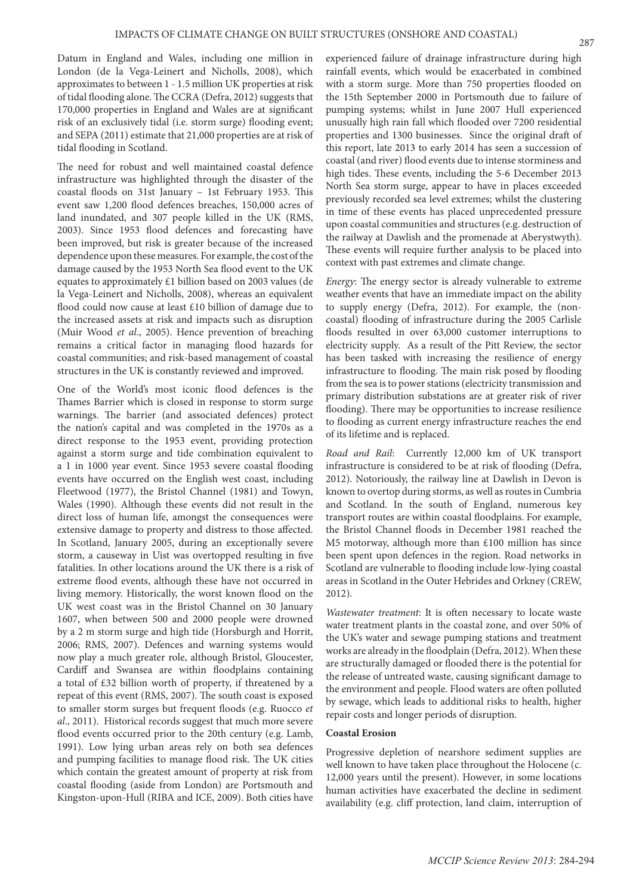Datum in England and Wales, including one million in London (de la Vega-Leinert and Nicholls, 2008), which approximates to between 1 - 1.5 million UK properties at risk of tidal flooding alone. The CCRA (Defra, 2012) suggests that 170,000 properties in England and Wales are at significant risk of an exclusively tidal (i.e. storm surge) flooding event; and SEPA (2011) estimate that 21,000 properties are at risk of tidal flooding in Scotland.

The need for robust and well maintained coastal defence infrastructure was highlighted through the disaster of the coastal floods on 31st January – 1st February 1953. This event saw 1,200 flood defences breaches, 150,000 acres of land inundated, and 307 people killed in the UK (RMS, 2003). Since 1953 flood defences and forecasting have been improved, but risk is greater because of the increased dependence upon these measures. For example, the cost of the damage caused by the 1953 North Sea flood event to the UK equates to approximately £1 billion based on 2003 values (de la Vega-Leinert and Nicholls, 2008), whereas an equivalent flood could now cause at least £10 billion of damage due to the increased assets at risk and impacts such as disruption (Muir Wood *et al*., 2005). Hence prevention of breaching remains a critical factor in managing flood hazards for coastal communities; and risk-based management of coastal structures in the UK is constantly reviewed and improved.

One of the World's most iconic flood defences is the Thames Barrier which is closed in response to storm surge warnings. The barrier (and associated defences) protect the nation's capital and was completed in the 1970s as a direct response to the 1953 event, providing protection against a storm surge and tide combination equivalent to a 1 in 1000 year event. Since 1953 severe coastal flooding events have occurred on the English west coast, including Fleetwood (1977), the Bristol Channel (1981) and Towyn, Wales (1990). Although these events did not result in the direct loss of human life, amongst the consequences were extensive damage to property and distress to those affected. In Scotland, January 2005, during an exceptionally severe storm, a causeway in Uist was overtopped resulting in five fatalities. In other locations around the UK there is a risk of extreme flood events, although these have not occurred in living memory. Historically, the worst known flood on the UK west coast was in the Bristol Channel on 30 January 1607, when between 500 and 2000 people were drowned by a 2 m storm surge and high tide (Horsburgh and Horrit, 2006; RMS, 2007). Defences and warning systems would now play a much greater role, although Bristol, Gloucester, Cardiff and Swansea are within floodplains containing a total of £32 billion worth of property, if threatened by a repeat of this event (RMS, 2007). The south coast is exposed to smaller storm surges but frequent floods (e.g. Ruocco *et al*., 2011). Historical records suggest that much more severe flood events occurred prior to the 20th century (e.g. Lamb, 1991). Low lying urban areas rely on both sea defences and pumping facilities to manage flood risk. The UK cities which contain the greatest amount of property at risk from coastal flooding (aside from London) are Portsmouth and Kingston-upon-Hull (RIBA and ICE, 2009). Both cities have experienced failure of drainage infrastructure during high rainfall events, which would be exacerbated in combined with a storm surge. More than 750 properties flooded on the 15th September 2000 in Portsmouth due to failure of pumping systems; whilst in June 2007 Hull experienced unusually high rain fall which flooded over 7200 residential properties and 1300 businesses. Since the original draft of this report, late 2013 to early 2014 has seen a succession of coastal (and river) flood events due to intense storminess and high tides. These events, including the 5-6 December 2013 North Sea storm surge, appear to have in places exceeded previously recorded sea level extremes; whilst the clustering in time of these events has placed unprecedented pressure upon coastal communities and structures (e.g. destruction of the railway at Dawlish and the promenade at Aberystwyth). These events will require further analysis to be placed into context with past extremes and climate change.

*Energy*: The energy sector is already vulnerable to extreme weather events that have an immediate impact on the ability to supply energy (Defra, 2012). For example, the (non-coastal) flooding of infrastructure during the 2005 Carlisle floods resulted in over 63,000 customer interruptions to electricity supply. As a result of the Pitt Review, the sector has been tasked with increasing the resilience of energy infrastructure to flooding. The main risk posed by flooding from the sea is to power stations (electricity transmission and primary distribution substations are at greater risk of river flooding). There may be opportunities to increase resilience to flooding as current energy infrastructure reaches the end of its lifetime and is replaced.

*Road and Rail*: Currently 12,000 km of UK transport infrastructure is considered to be at risk of flooding (Defra, 2012). Notoriously, the railway line at Dawlish in Devon is known to overtop during storms, as well as routes in Cumbria and Scotland. In the south of England, numerous key transport routes are within coastal floodplains. For example, the Bristol Channel floods in December 1981 reached the M5 motorway, although more than £100 million has since been spent upon defences in the region. Road networks in Scotland are vulnerable to flooding include low-lying coastal areas in Scotland in the Outer Hebrides and Orkney (CREW, 2012).

*Wastewater treatment*: It is often necessary to locate waste water treatment plants in the coastal zone, and over 50% of the UK's water and sewage pumping stations and treatment works are already in the floodplain (Defra, 2012). When these are structurally damaged or flooded there is the potential for the release of untreated waste, causing significant damage to the environment and people. Flood waters are often polluted by sewage, which leads to additional risks to health, higher repair costs and longer periods of disruption.

**Coastal Erosion**

Progressive depletion of nearshore sediment supplies are well known to have taken place throughout the Holocene (c. 12,000 years until the present). However, in some locations human activities have exacerbated the decline in sediment availability (e.g. cliff protection, land claim, interruption of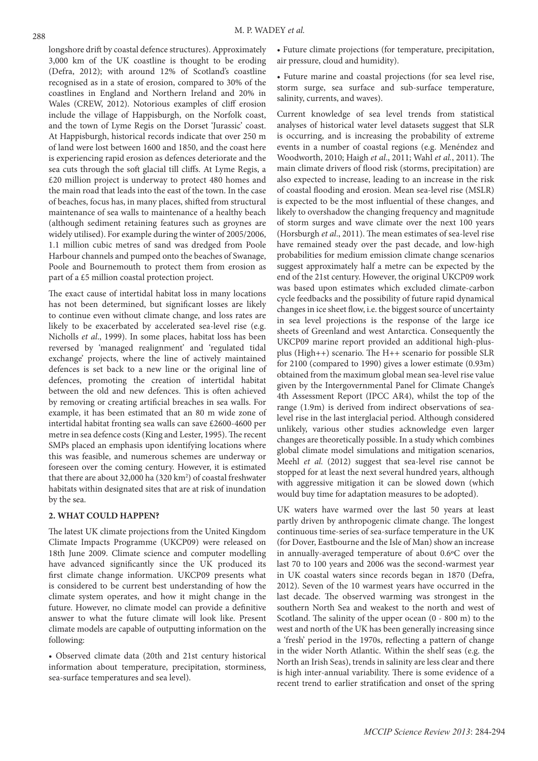longshore drift by coastal defence structures). Approximately 3,000 km of the UK coastline is thought to be eroding (Defra, 2012); with around 12% of Scotland's coastline recognised as in a state of erosion, compared to 30% of the coastlines in England and Northern Ireland and 20% in Wales (CREW, 2012). Notorious examples of cliff erosion include the village of Happisburgh, on the Norfolk coast, and the town of Lyme Regis on the Dorset 'Jurassic' coast. At Happisburgh, historical records indicate that over 250 m of land were lost between 1600 and 1850, and the coast here is experiencing rapid erosion as defences deteriorate and the sea cuts through the soft glacial till cliffs. At Lyme Regis, a £20 million project is underway to protect 480 homes and the main road that leads into the east of the town. In the case of beaches, focus has, in many places, shifted from structural maintenance of sea walls to maintenance of a healthy beach (although sediment retaining features such as groynes are widely utilised). For example during the winter of 2005/2006, 1.1 million cubic metres of sand was dredged from Poole Harbour channels and pumped onto the beaches of Swanage, Poole and Bournemouth to protect them from erosion as part of a £5 million coastal protection project.

The exact cause of intertidal habitat loss in many locations has not been determined, but significant losses are likely to continue even without climate change, and loss rates are likely to be exacerbated by accelerated sea-level rise (e.g. Nicholls *et al*., 1999). In some places, habitat loss has been reversed by 'managed realignment' and 'regulated tidal exchange' projects, where the line of actively maintained defences is set back to a new line or the original line of defences, promoting the creation of intertidal habitat between the old and new defences. This is often achieved by removing or creating artificial breaches in sea walls. For example, it has been estimated that an 80 m wide zone of intertidal habitat fronting sea walls can save £2600-4600 per metre in sea defence costs (King and Lester, 1995). The recent SMPs placed an emphasis upon identifying locations where this was feasible, and numerous schemes are underway or foreseen over the coming century. However, it is estimated that there are about 32,000 ha (320 km$^2$) of coastal freshwater habitats within designated sites that are at risk of inundation by the sea.

## 2. WHAT COULD HAPPEN?

The latest UK climate projections from the United Kingdom Climate Impacts Programme (UKCP09) were released on 18th June 2009. Climate science and computer modelling have advanced significantly since the UK produced its first climate change information. UKCP09 presents what is considered to be current best understanding of how the climate system operates, and how it might change in the future. However, no climate model can provide a definitive answer to what the future climate will look like. Present climate models are capable of outputting information on the following:

- Observed climate data (20th and 21st century historical information about temperature, precipitation, storminess, sea-surface temperatures and sea level).
- Future climate projections (for temperature, precipitation, air pressure, cloud and humidity).
- Future marine and coastal projections (for sea level rise, storm surge, sea surface and sub-surface temperature, salinity, currents, and waves).

Current knowledge of sea level trends from statistical analyses of historical water level datasets suggest that SLR is occurring, and is increasing the probability of extreme events in a number of coastal regions (e.g. Menéndez and Woodworth, 2010; Haigh *et al*., 2011; Wahl *et al.*, 2011). The main climate drivers of flood risk (storms, precipitation) are also expected to increase, leading to an increase in the risk of coastal flooding and erosion. Mean sea-level rise (MSLR) is expected to be the most influential of these changes, and likely to overshadow the changing frequency and magnitude of storm surges and wave climate over the next 100 years (Horsburgh *et al*., 2011). The mean estimates of sea-level rise have remained steady over the past decade, and low-high probabilities for medium emission climate change scenarios suggest approximately half a metre can be expected by the end of the 21st century. However, the original UKCP09 work was based upon estimates which excluded climate-carbon cycle feedbacks and the possibility of future rapid dynamical changes in ice sheet flow, i.e. the biggest source of uncertainty in sea level projections is the response of the large ice sheets of Greenland and west Antarctica. Consequently the UKCP09 marine report provided an additional high-plus-plus (High++) scenario. The H++ scenario for possible SLR for 2100 (compared to 1990) gives a lower estimate (0.93m) obtained from the maximum global mean sea-level rise value given by the Intergovernmental Panel for Climate Change's 4th Assessment Report (IPCC AR4), whilst the top of the range (1.9m) is derived from indirect observations of sea-level rise in the last interglacial period. Although considered unlikely, various other studies acknowledge even larger changes are theoretically possible. In a study which combines global climate model simulations and mitigation scenarios, Meehl *et al.* (2012) suggest that sea-level rise cannot be stopped for at least the next several hundred years, although with aggressive mitigation it can be slowed down (which would buy time for adaptation measures to be adopted).

UK waters have warmed over the last 50 years at least partly driven by anthropogenic climate change. The longest continuous time-series of sea-surface temperature in the UK (for Dover, Eastbourne and the Isle of Man) show an increase in annually-averaged temperature of about 0.6ºC over the last 70 to 100 years and 2006 was the second-warmest year in UK coastal waters since records began in 1870 (Defra, 2012). Seven of the 10 warmest years have occurred in the last decade. The observed warming was strongest in the southern North Sea and weakest to the north and west of Scotland. The salinity of the upper ocean (0 - 800 m) to the west and north of the UK has been generally increasing since a 'fresh' period in the 1970s, reflecting a pattern of change in the wider North Atlantic. Within the shelf seas (e.g. the North an Irish Seas), trends in salinity are less clear and there is high inter-annual variability. There is some evidence of a recent trend to earlier stratification and onset of the spring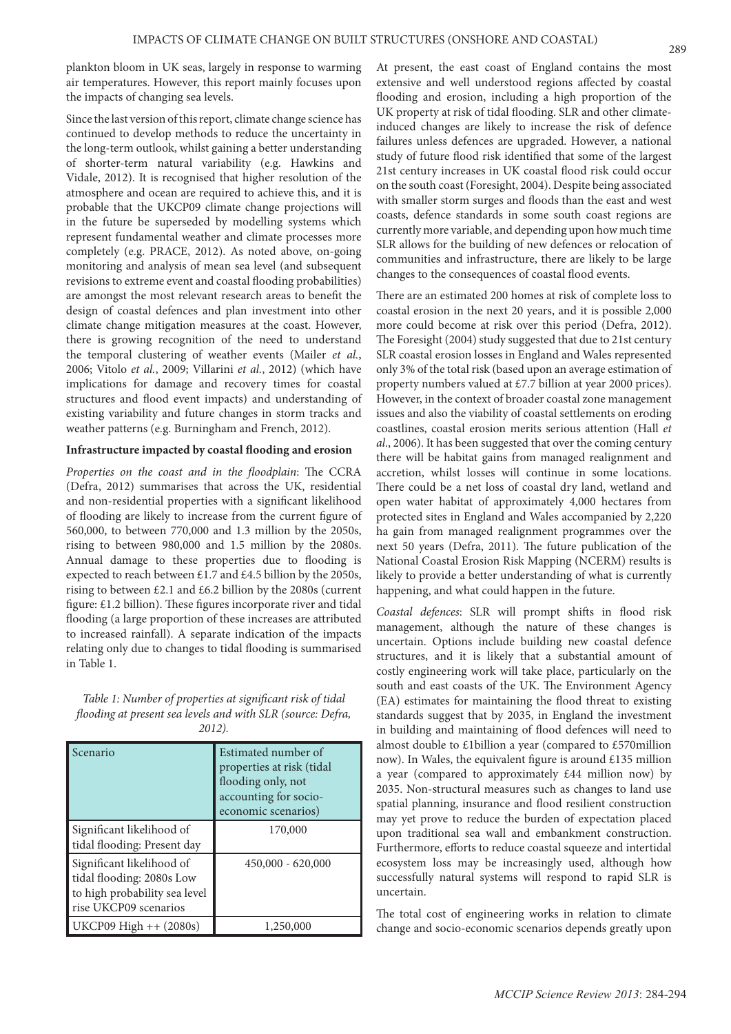plankton bloom in UK seas, largely in response to warming air temperatures. However, this report mainly focuses upon the impacts of changing sea levels.

Since the last version of this report, climate change science has continued to develop methods to reduce the uncertainty in the long-term outlook, whilst gaining a better understanding of shorter-term natural variability (e.g. Hawkins and Vidale, 2012). It is recognised that higher resolution of the atmosphere and ocean are required to achieve this, and it is probable that the UKCP09 climate change projections will in the future be superseded by modelling systems which represent fundamental weather and climate processes more completely (e.g. PRACE, 2012). As noted above, on-going monitoring and analysis of mean sea level (and subsequent revisions to extreme event and coastal flooding probabilities) are amongst the most relevant research areas to benefit the design of coastal defences and plan investment into other climate change mitigation measures at the coast. However, there is growing recognition of the need to understand the temporal clustering of weather events (Mailer *et al.*, 2006; Vitolo *et al.*, 2009; Villarini *et al.*, 2012) (which have implications for damage and recovery times for coastal structures and flood event impacts) and understanding of existing variability and future changes in storm tracks and weather patterns (e.g. Burningham and French, 2012).

**Infrastructure impacted by coastal flooding and erosion**

*Properties on the coast and in the floodplain*: The CCRA (Defra, 2012) summarises that across the UK, residential and non-residential properties with a significant likelihood of flooding are likely to increase from the current figure of 560,000, to between 770,000 and 1.3 million by the 2050s, rising to between 980,000 and 1.5 million by the 2080s. Annual damage to these properties due to flooding is expected to reach between £1.7 and £4.5 billion by the 2050s, rising to between £2.1 and £6.2 billion by the 2080s (current figure: £1.2 billion). These figures incorporate river and tidal flooding (a large proportion of these increases are attributed to increased rainfall). A separate indication of the impacts relating only due to changes to tidal flooding is summarised in Table 1.

*Table 1: Number of properties at significant risk of tidal flooding at present sea levels and with SLR (source: Defra, 2012).*

| Scenario | Estimated number of properties at risk (tidal flooding only, not accounting for socio-economic scenarios) |
|---|---|
| Significant likelihood of tidal flooding: Present day | 170,000 |
| Significant likelihood of tidal flooding: 2080s Low to high probability sea level rise UKCP09 scenarios | 450,000 - 620,000 |
| UKCP09 High ++ (2080s) | 1,250,000 |

At present, the east coast of England contains the most extensive and well understood regions affected by coastal flooding and erosion, including a high proportion of the UK property at risk of tidal flooding. SLR and other climate-induced changes are likely to increase the risk of defence failures unless defences are upgraded. However, a national study of future flood risk identified that some of the largest 21st century increases in UK coastal flood risk could occur on the south coast (Foresight, 2004). Despite being associated with smaller storm surges and floods than the east and west coasts, defence standards in some south coast regions are currently more variable, and depending upon how much time SLR allows for the building of new defences or relocation of communities and infrastructure, there are likely to be large changes to the consequences of coastal flood events.

There are an estimated 200 homes at risk of complete loss to coastal erosion in the next 20 years, and it is possible 2,000 more could become at risk over this period (Defra, 2012). The Foresight (2004) study suggested that due to 21st century SLR coastal erosion losses in England and Wales represented only 3% of the total risk (based upon an average estimation of property numbers valued at £7.7 billion at year 2000 prices). However, in the context of broader coastal zone management issues and also the viability of coastal settlements on eroding coastlines, coastal erosion merits serious attention (Hall *et al*., 2006). It has been suggested that over the coming century there will be habitat gains from managed realignment and accretion, whilst losses will continue in some locations. There could be a net loss of coastal dry land, wetland and open water habitat of approximately 4,000 hectares from protected sites in England and Wales accompanied by 2,220 ha gain from managed realignment programmes over the next 50 years (Defra, 2011). The future publication of the National Coastal Erosion Risk Mapping (NCERM) results is likely to provide a better understanding of what is currently happening, and what could happen in the future.

*Coastal defences*: SLR will prompt shifts in flood risk management, although the nature of these changes is uncertain. Options include building new coastal defence structures, and it is likely that a substantial amount of costly engineering work will take place, particularly on the south and east coasts of the UK. The Environment Agency (EA) estimates for maintaining the flood threat to existing standards suggest that by 2035, in England the investment in building and maintaining of flood defences will need to almost double to £1billion a year (compared to £570million now). In Wales, the equivalent figure is around £135 million a year (compared to approximately £44 million now) by 2035. Non-structural measures such as changes to land use spatial planning, insurance and flood resilient construction may yet prove to reduce the burden of expectation placed upon traditional sea wall and embankment construction. Furthermore, efforts to reduce coastal squeeze and intertidal ecosystem loss may be increasingly used, although how successfully natural systems will respond to rapid SLR is uncertain.

The total cost of engineering works in relation to climate change and socio-economic scenarios depends greatly upon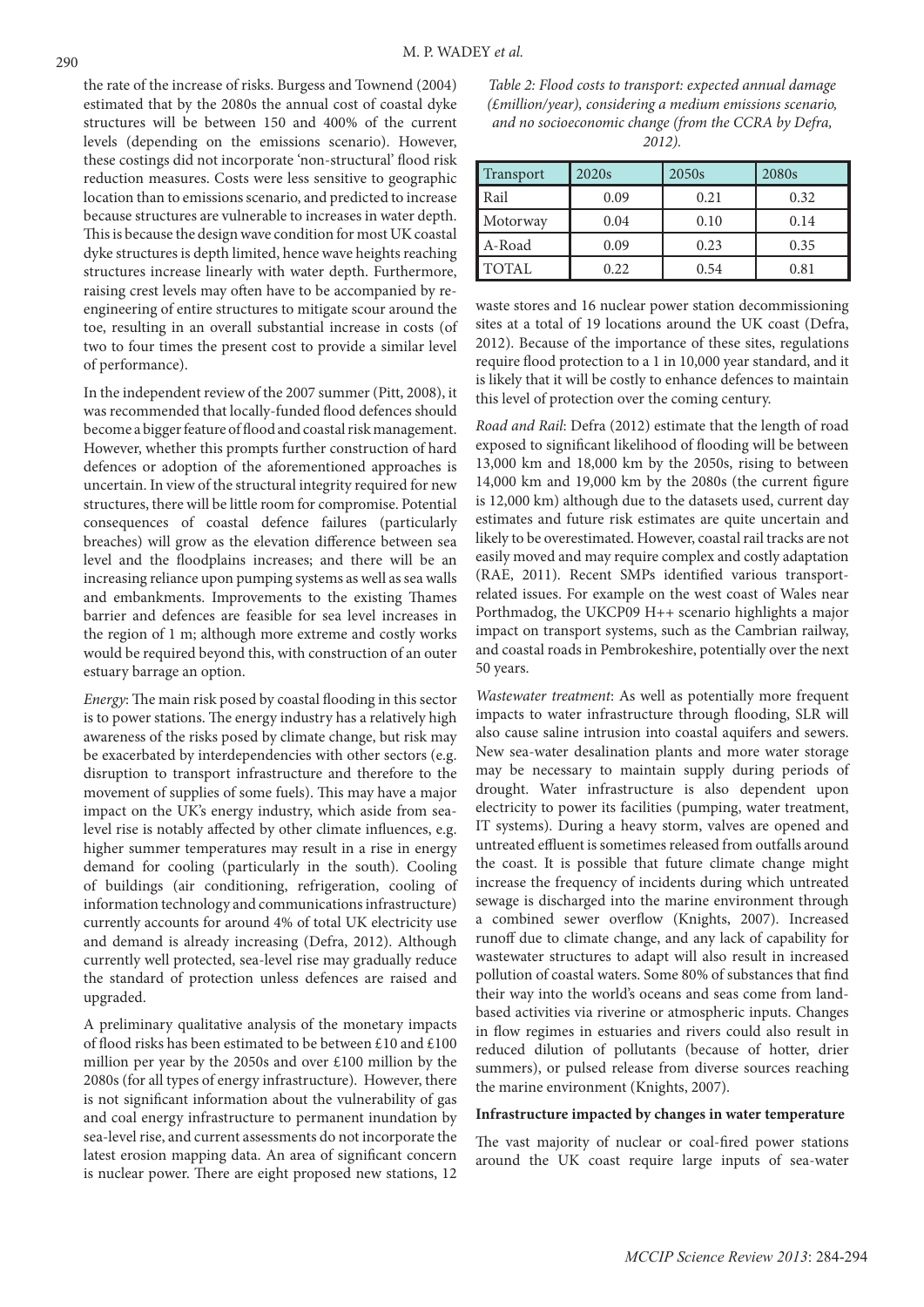the rate of the increase of risks. Burgess and Townend (2004) estimated that by the 2080s the annual cost of coastal dyke structures will be between 150 and 400% of the current levels (depending on the emissions scenario). However, these costings did not incorporate 'non-structural' flood risk reduction measures. Costs were less sensitive to geographic location than to emissions scenario, and predicted to increase because structures are vulnerable to increases in water depth. This is because the design wave condition for most UK coastal dyke structures is depth limited, hence wave heights reaching structures increase linearly with water depth. Furthermore, raising crest levels may often have to be accompanied by re-engineering of entire structures to mitigate scour around the toe, resulting in an overall substantial increase in costs (of two to four times the present cost to provide a similar level of performance).

In the independent review of the 2007 summer (Pitt, 2008), it was recommended that locally-funded flood defences should become a bigger feature of flood and coastal risk management. However, whether this prompts further construction of hard defences or adoption of the aforementioned approaches is uncertain. In view of the structural integrity required for new structures, there will be little room for compromise. Potential consequences of coastal defence failures (particularly breaches) will grow as the elevation difference between sea level and the floodplains increases; and there will be an increasing reliance upon pumping systems as well as sea walls and embankments. Improvements to the existing Thames barrier and defences are feasible for sea level increases in the region of 1 m; although more extreme and costly works would be required beyond this, with construction of an outer estuary barrage an option.

*Energy*: The main risk posed by coastal flooding in this sector is to power stations. The energy industry has a relatively high awareness of the risks posed by climate change, but risk may be exacerbated by interdependencies with other sectors (e.g. disruption to transport infrastructure and therefore to the movement of supplies of some fuels). This may have a major impact on the UK's energy industry, which aside from sea-level rise is notably affected by other climate influences, e.g. higher summer temperatures may result in a rise in energy demand for cooling (particularly in the south). Cooling of buildings (air conditioning, refrigeration, cooling of information technology and communications infrastructure) currently accounts for around 4% of total UK electricity use and demand is already increasing (Defra, 2012). Although currently well protected, sea-level rise may gradually reduce the standard of protection unless defences are raised and upgraded.

A preliminary qualitative analysis of the monetary impacts of flood risks has been estimated to be between £10 and £100 million per year by the 2050s and over £100 million by the 2080s (for all types of energy infrastructure). However, there is not significant information about the vulnerability of gas and coal energy infrastructure to permanent inundation by sea-level rise, and current assessments do not incorporate the latest erosion mapping data. An area of significant concern is nuclear power. There are eight proposed new stations, 12 waste stores and 16 nuclear power station decommissioning sites at a total of 19 locations around the UK coast (Defra, 2012). Because of the importance of these sites, regulations require flood protection to a 1 in 10,000 year standard, and it is likely that it will be costly to enhance defences to maintain this level of protection over the coming century.

*Table 2: Flood costs to transport: expected annual damage (£million/year), considering a medium emissions scenario, and no socioeconomic change (from the CCRA by Defra, 2012).*

| Transport | 2020s | 2050s | 2080s |
|---|---|---|---|
| Rail | 0.09 | 0.21 | 0.32 |
| Motorway | 0.04 | 0.10 | 0.14 |
| A-Road | 0.09 | 0.23 | 0.35 |
| TOTAL | 0.22 | 0.54 | 0.81 |

*Road and Rail*: Defra (2012) estimate that the length of road exposed to significant likelihood of flooding will be between 13,000 km and 18,000 km by the 2050s, rising to between 14,000 km and 19,000 km by the 2080s (the current figure is 12,000 km) although due to the datasets used, current day estimates and future risk estimates are quite uncertain and likely to be overestimated. However, coastal rail tracks are not easily moved and may require complex and costly adaptation (RAE, 2011). Recent SMPs identified various transport-related issues. For example on the west coast of Wales near Porthmadog, the UKCP09 H++ scenario highlights a major impact on transport systems, such as the Cambrian railway, and coastal roads in Pembrokeshire, potentially over the next 50 years.

*Wastewater treatment*: As well as potentially more frequent impacts to water infrastructure through flooding, SLR will also cause saline intrusion into coastal aquifers and sewers. New sea-water desalination plants and more water storage may be necessary to maintain supply during periods of drought. Water infrastructure is also dependent upon electricity to power its facilities (pumping, water treatment, IT systems). During a heavy storm, valves are opened and untreated effluent is sometimes released from outfalls around the coast. It is possible that future climate change might increase the frequency of incidents during which untreated sewage is discharged into the marine environment through a combined sewer overflow (Knights, 2007). Increased runoff due to climate change, and any lack of capability for wastewater structures to adapt will also result in increased pollution of coastal waters. Some 80% of substances that find their way into the world's oceans and seas come from land-based activities via riverine or atmospheric inputs. Changes in flow regimes in estuaries and rivers could also result in reduced dilution of pollutants (because of hotter, drier summers), or pulsed release from diverse sources reaching the marine environment (Knights, 2007).

**Infrastructure impacted by changes in water temperature**

The vast majority of nuclear or coal-fired power stations around the UK coast require large inputs of sea-water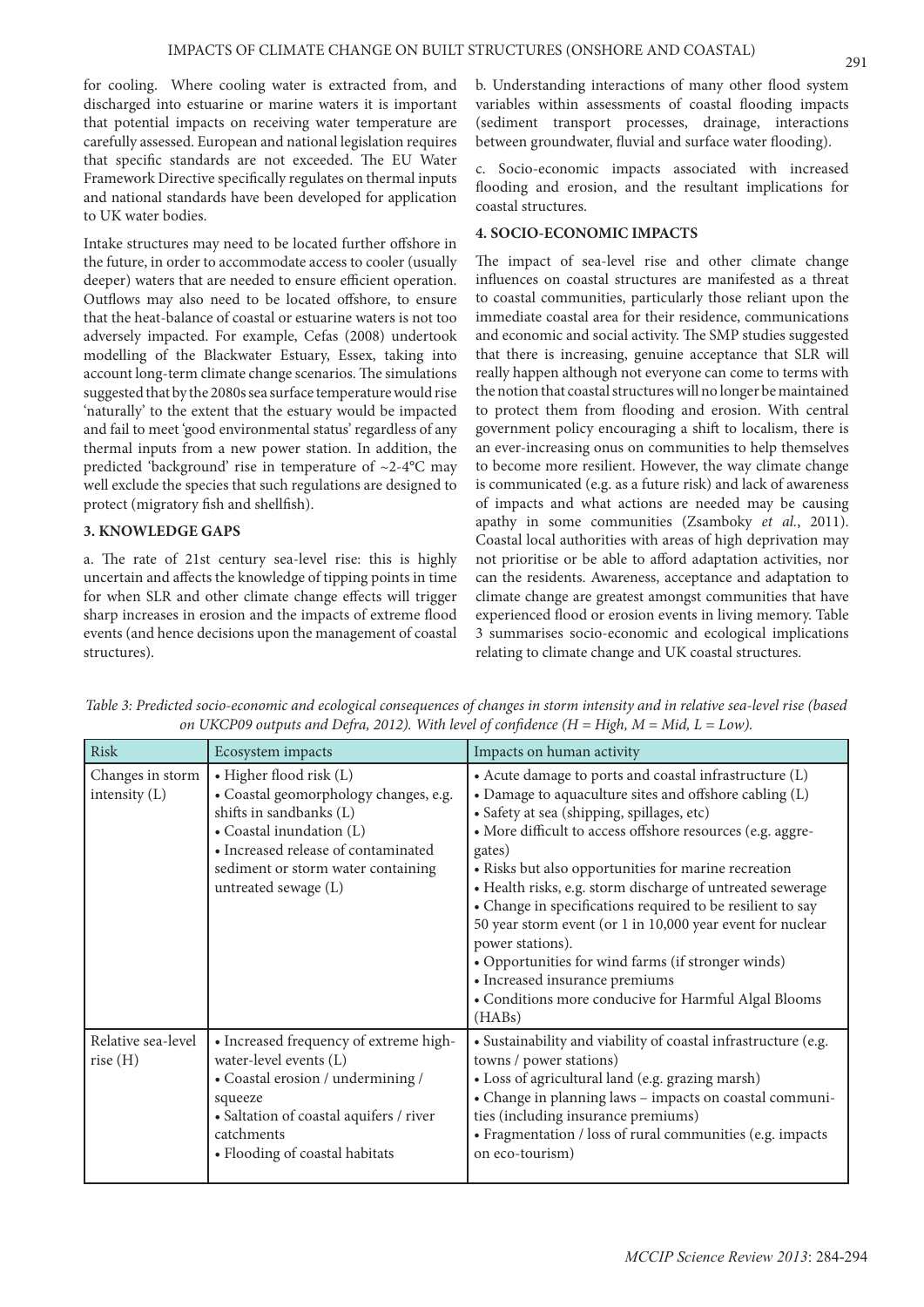for cooling. Where cooling water is extracted from, and discharged into estuarine or marine waters it is important that potential impacts on receiving water temperature are carefully assessed. European and national legislation requires that specific standards are not exceeded. The EU Water Framework Directive specifically regulates on thermal inputs and national standards have been developed for application to UK water bodies.

Intake structures may need to be located further offshore in the future, in order to accommodate access to cooler (usually deeper) waters that are needed to ensure efficient operation. Outflows may also need to be located offshore, to ensure that the heat-balance of coastal or estuarine waters is not too adversely impacted. For example, Cefas (2008) undertook modelling of the Blackwater Estuary, Essex, taking into account long-term climate change scenarios. The simulations suggested that by the 2080s sea surface temperature would rise 'naturally' to the extent that the estuary would be impacted and fail to meet 'good environmental status' regardless of any thermal inputs from a new power station. In addition, the predicted 'background' rise in temperature of ~2-4°C may well exclude the species that such regulations are designed to protect (migratory fish and shellfish).

## 3. KNOWLEDGE GAPS

a. The rate of 21st century sea-level rise: this is highly uncertain and affects the knowledge of tipping points in time for when SLR and other climate change effects will trigger sharp increases in erosion and the impacts of extreme flood events (and hence decisions upon the management of coastal structures).

b. Understanding interactions of many other flood system variables within assessments of coastal flooding impacts (sediment transport processes, drainage, interactions between groundwater, fluvial and surface water flooding).

c. Socio-economic impacts associated with increased flooding and erosion, and the resultant implications for coastal structures.

## 4. SOCIO-ECONOMIC IMPACTS

The impact of sea-level rise and other climate change influences on coastal structures are manifested as a threat to coastal communities, particularly those reliant upon the immediate coastal area for their residence, communications and economic and social activity. The SMP studies suggested that there is increasing, genuine acceptance that SLR will really happen although not everyone can come to terms with the notion that coastal structures will no longer be maintained to protect them from flooding and erosion. With central government policy encouraging a shift to localism, there is an ever-increasing onus on communities to help themselves to become more resilient. However, the way climate change is communicated (e.g. as a future risk) and lack of awareness of impacts and what actions are needed may be causing apathy in some communities (Zsamboky *et al.*, 2011). Coastal local authorities with areas of high deprivation may not prioritise or be able to afford adaptation activities, nor can the residents. Awareness, acceptance and adaptation to climate change are greatest amongst communities that have experienced flood or erosion events in living memory. Table 3 summarises socio-economic and ecological implications relating to climate change and UK coastal structures.

*Table 3: Predicted socio-economic and ecological consequences of changes in storm intensity and in relative sea-level rise (based on UKCP09 outputs and Defra, 2012). With level of confidence (H = High, M = Mid, L = Low).*

| Risk | Ecosystem impacts | Impacts on human activity |
|---|---|---|
| Changes in storm intensity (L) | • Higher flood risk (L)<br>• Coastal geomorphology changes, e.g. shifts in sandbanks (L)<br>• Coastal inundation (L)<br>• Increased release of contaminated sediment or storm water containing untreated sewage (L) | • Acute damage to ports and coastal infrastructure (L)<br>• Damage to aquaculture sites and offshore cabling (L)<br>• Safety at sea (shipping, spillages, etc)<br>• More difficult to access offshore resources (e.g. aggregates)<br>• Risks but also opportunities for marine recreation<br>• Health risks, e.g. storm discharge of untreated sewerage<br>• Change in specifications required to be resilient to say 50 year storm event (or 1 in 10,000 year event for nuclear power stations).<br>• Opportunities for wind farms (if stronger winds)<br>• Increased insurance premiums<br>• Conditions more conducive for Harmful Algal Blooms (HABs) |
| Relative sea-level rise (H) | • Increased frequency of extreme high-water-level events (L)<br>• Coastal erosion / undermining / squeeze<br>• Saltation of coastal aquifers / river catchments<br>• Flooding of coastal habitats | • Sustainability and viability of coastal infrastructure (e.g. towns / power stations)<br>• Loss of agricultural land (e.g. grazing marsh)<br>• Change in planning laws – impacts on coastal communities (including insurance premiums)<br>• Fragmentation / loss of rural communities (e.g. impacts on eco-tourism) |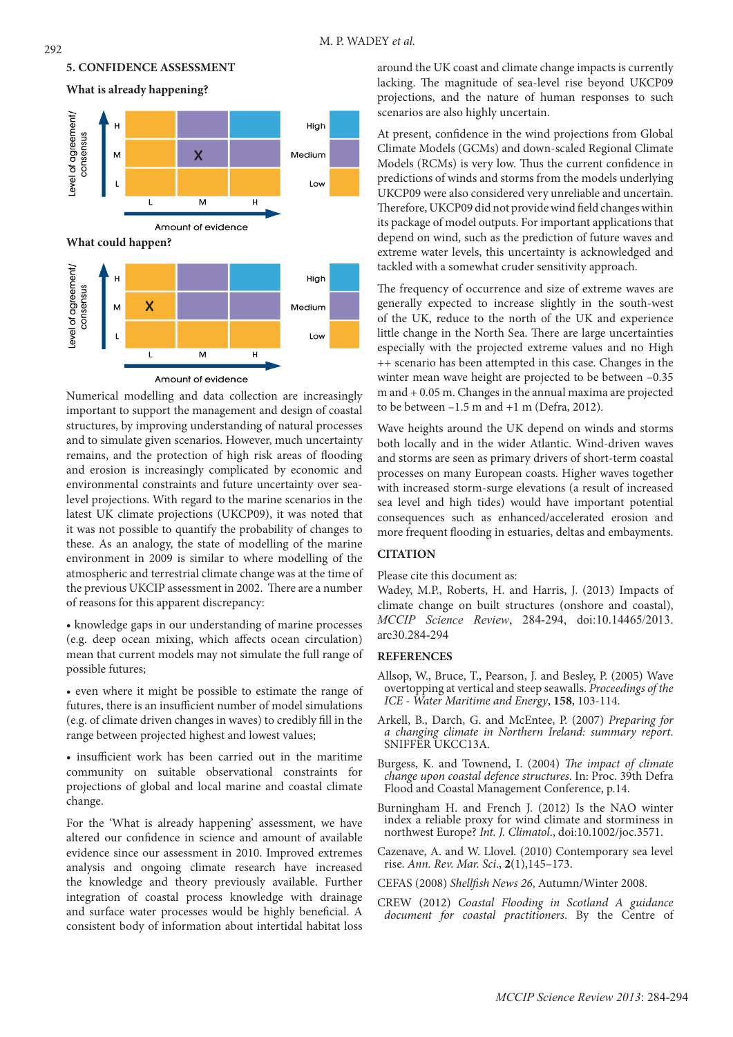## 5. CONFIDENCE ASSESSMENT

**What is already happening?**

| Level of agreement/ consensus | L | M | H |
|---|---|---|---|
| H | | | |
| M | | X | |
| L | | | |

Amount of evidence

High / Medium / Low

**What could happen?**

| Level of agreement/ consensus | L | M | H |
|---|---|---|---|
| H | | | |
| M | X | | |
| L | | | |

Amount of evidence

High / Medium / Low

Numerical modelling and data collection are increasingly important to support the management and design of coastal structures, by improving understanding of natural processes and to simulate given scenarios. However, much uncertainty remains, and the protection of high risk areas of flooding and erosion is increasingly complicated by economic and environmental constraints and future uncertainty over sea-level projections. With regard to the marine scenarios in the latest UK climate projections (UKCP09), it was noted that it was not possible to quantify the probability of changes to these. As an analogy, the state of modelling of the marine environment in 2009 is similar to where modelling of the atmospheric and terrestrial climate change was at the time of the previous UKCIP assessment in 2002. There are a number of reasons for this apparent discrepancy:

• knowledge gaps in our understanding of marine processes (e.g. deep ocean mixing, which affects ocean circulation) mean that current models may not simulate the full range of possible futures;

• even where it might be possible to estimate the range of futures, there is an insufficient number of model simulations (e.g. of climate driven changes in waves) to credibly fill in the range between projected highest and lowest values;

• insufficient work has been carried out in the maritime community on suitable observational constraints for projections of global and local marine and coastal climate change.

For the 'What is already happening' assessment, we have altered our confidence in science and amount of available evidence since our assessment in 2010. Improved extremes analysis and ongoing climate research have increased the knowledge and theory previously available. Further integration of coastal process knowledge with drainage and surface water processes would be highly beneficial. A consistent body of information about intertidal habitat loss around the UK coast and climate change impacts is currently lacking. The magnitude of sea-level rise beyond UKCP09 projections, and the nature of human responses to such scenarios are also highly uncertain.

At present, confidence in the wind projections from Global Climate Models (GCMs) and down-scaled Regional Climate Models (RCMs) is very low. Thus the current confidence in predictions of winds and storms from the models underlying UKCP09 were also considered very unreliable and uncertain. Therefore, UKCP09 did not provide wind field changes within its package of model outputs. For important applications that depend on wind, such as the prediction of future waves and extreme water levels, this uncertainty is acknowledged and tackled with a somewhat cruder sensitivity approach.

The frequency of occurrence and size of extreme waves are generally expected to increase slightly in the south-west of the UK, reduce to the north of the UK and experience little change in the North Sea. There are large uncertainties especially with the projected extreme values and no High ++ scenario has been attempted in this case. Changes in the winter mean wave height are projected to be between −0.35 m and + 0.05 m. Changes in the annual maxima are projected to be between −1.5 m and +1 m (Defra, 2012).

Wave heights around the UK depend on winds and storms both locally and in the wider Atlantic. Wind-driven waves and storms are seen as primary drivers of short-term coastal processes on many European coasts. Higher waves together with increased storm-surge elevations (a result of increased sea level and high tides) would have important potential consequences such as enhanced/accelerated erosion and more frequent flooding in estuaries, deltas and embayments.

## CITATION

Please cite this document as:

Wadey, M.P., Roberts, H. and Harris, J. (2013) Impacts of climate change on built structures (onshore and coastal), *MCCIP Science Review*, 284-294, doi:10.14465/2013.arc30.284-294

## REFERENCES

Allsop, W., Bruce, T., Pearson, J. and Besley, P. (2005) Wave overtopping at vertical and steep seawalls. *Proceedings of the ICE - Water Maritime and Energy*, **158**, 103-114.

Arkell, B., Darch, G. and McEntee, P. (2007) *Preparing for a changing climate in Northern Ireland: summary report.* SNIFFER UKCC13A.

Burgess, K. and Townend, I. (2004) *The impact of climate change upon coastal defence structures.* In: Proc. 39th Defra Flood and Coastal Management Conference, p.14.

Burningham H. and French J. (2012) Is the NAO winter index a reliable proxy for wind climate and storminess in northwest Europe? *Int. J. Climatol.*, doi:10.1002/joc.3571.

Cazenave, A. and W. Llovel. (2010) Contemporary sea level rise. *Ann. Rev. Mar. Sci.*, **2**(1),145–173.

CEFAS (2008) *Shellfish News 26*, Autumn/Winter 2008.

CREW (2012) *Coastal Flooding in Scotland A guidance document for coastal practitioners.* By the Centre of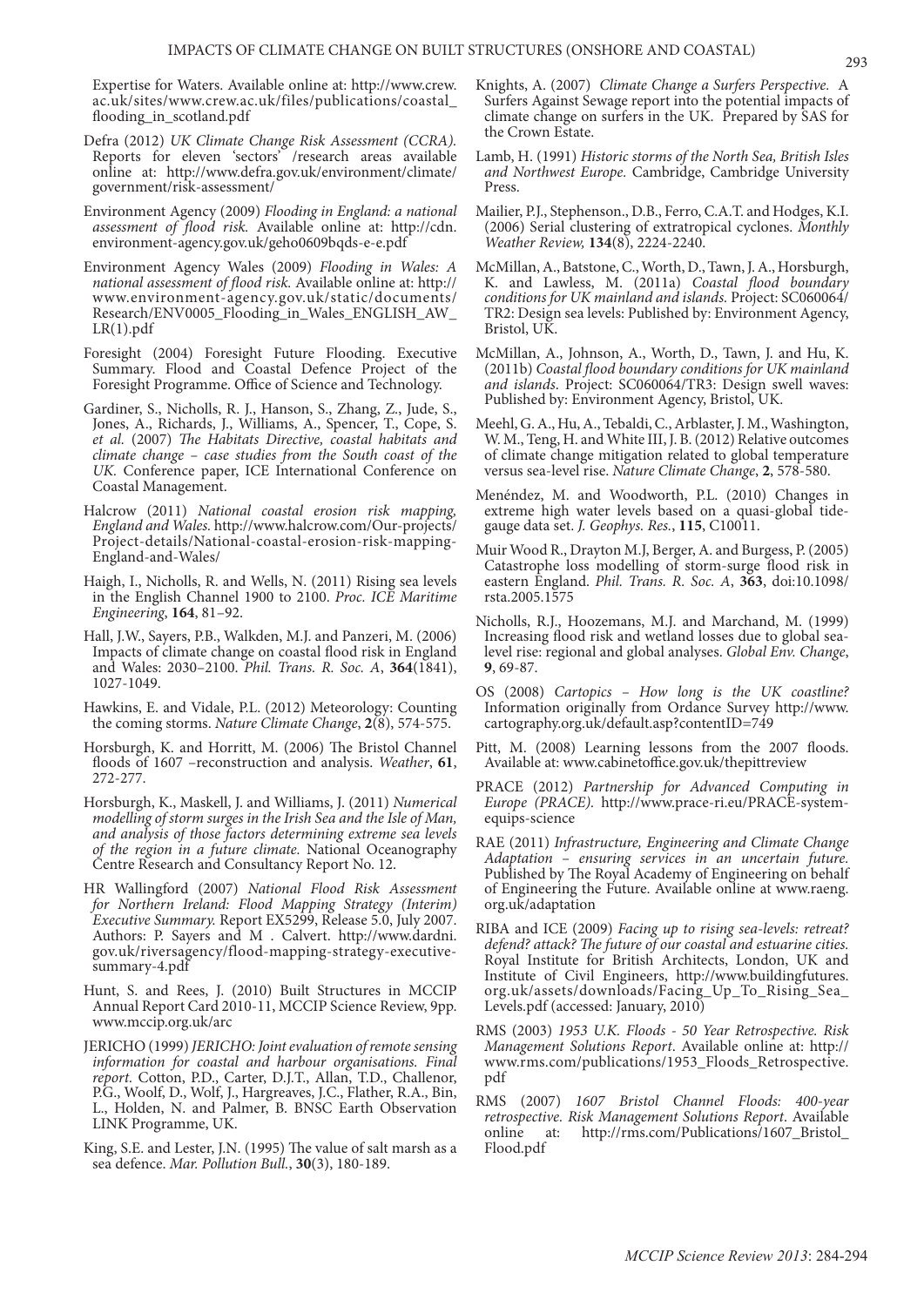Expertise for Waters. Available online at: http://www.crew.ac.uk/sites/www.crew.ac.uk/files/publications/coastal_flooding_in_scotland.pdf

Defra (2012) *UK Climate Change Risk Assessment (CCRA).* Reports for eleven 'sectors' /research areas available online at: http://www.defra.gov.uk/environment/climate/government/risk-assessment/

Environment Agency (2009) *Flooding in England: a national assessment of flood risk.* Available online at: http://cdn.environment-agency.gov.uk/geho0609bqds-e-e.pdf

Environment Agency Wales (2009) *Flooding in Wales: A national assessment of flood risk.* Available online at: http://www.environment-agency.gov.uk/static/documents/Research/ENV0005_Flooding_in_Wales_ENGLISH_AW_LR(1).pdf

Foresight (2004) Foresight Future Flooding. Executive Summary. Flood and Coastal Defence Project of the Foresight Programme. Office of Science and Technology.

Gardiner, S., Nicholls, R. J., Hanson, S., Zhang, Z., Jude, S., Jones, A., Richards, J., Williams, A., Spencer, T., Cope, S. *et al.* (2007) *The Habitats Directive, coastal habitats and climate change – case studies from the South coast of the UK.* Conference paper, ICE International Conference on Coastal Management.

Halcrow (2011) *National coastal erosion risk mapping, England and Wales.* http://www.halcrow.com/Our-projects/Project-details/National-coastal-erosion-risk-mapping-England-and-Wales/

Haigh, I., Nicholls, R. and Wells, N. (2011) Rising sea levels in the English Channel 1900 to 2100. *Proc. ICE Maritime Engineering*, **164**, 81–92.

Hall, J.W., Sayers, P.B., Walkden, M.J. and Panzeri, M. (2006) Impacts of climate change on coastal flood risk in England and Wales: 2030–2100. *Phil. Trans. R. Soc. A*, **364**(1841), 1027-1049.

Hawkins, E. and Vidale, P.L. (2012) Meteorology: Counting the coming storms. *Nature Climate Change*, **2**(8), 574-575.

Horsburgh, K. and Horritt, M. (2006) The Bristol Channel floods of 1607 –reconstruction and analysis. *Weather*, **61**, 272-277.

Horsburgh, K., Maskell, J. and Williams, J. (2011) *Numerical modelling of storm surges in the Irish Sea and the Isle of Man, and analysis of those factors determining extreme sea levels of the region in a future climate.* National Oceanography Centre Research and Consultancy Report No. 12.

HR Wallingford (2007) *National Flood Risk Assessment for Northern Ireland: Flood Mapping Strategy (Interim) Executive Summary.* Report EX5299, Release 5.0, July 2007. Authors: P. Sayers and M . Calvert. http://www.dardni.gov.uk/riversagency/flood-mapping-strategy-executive-summary-4.pdf

Hunt, S. and Rees, J. (2010) Built Structures in MCCIP Annual Report Card 2010-11, MCCIP Science Review, 9pp. www.mccip.org.uk/arc

JERICHO (1999) *JERICHO: Joint evaluation of remote sensing information for coastal and harbour organisations. Final report.* Cotton, P.D., Carter, D.J.T., Allan, T.D., Challenor, P.G., Woolf, D., Wolf, J., Hargreaves, J.C., Flather, R.A., Bin, L., Holden, N. and Palmer, B. BNSC Earth Observation LINK Programme, UK.

King, S.E. and Lester, J.N. (1995) The value of salt marsh as a sea defence. *Mar. Pollution Bull.*, **30**(3), 180-189.

Knights, A. (2007) *Climate Change a Surfers Perspective.* A Surfers Against Sewage report into the potential impacts of climate change on surfers in the UK. Prepared by SAS for the Crown Estate.

Lamb, H. (1991) *Historic storms of the North Sea, British Isles and Northwest Europe.* Cambridge, Cambridge University Press.

Mailier, P.J., Stephenson., D.B., Ferro, C.A.T. and Hodges, K.I. (2006) Serial clustering of extratropical cyclones. *Monthly Weather Review,* **134**(8), 2224-2240.

McMillan, A., Batstone, C., Worth, D., Tawn, J. A., Horsburgh, K. and Lawless, M. (2011a) *Coastal flood boundary conditions for UK mainland and islands.* Project: SC060064/TR2: Design sea levels: Published by: Environment Agency, Bristol, UK.

McMillan, A., Johnson, A., Worth, D., Tawn, J. and Hu, K. (2011b) *Coastal flood boundary conditions for UK mainland and islands*. Project: SC060064/TR3: Design swell waves: Published by: Environment Agency, Bristol, UK.

Meehl, G. A., Hu, A., Tebaldi, C., Arblaster, J. M., Washington, W. M., Teng, H. and White III, J. B. (2012) Relative outcomes of climate change mitigation related to global temperature versus sea-level rise. *Nature Climate Change*, **2**, 578-580.

Menéndez, M. and Woodworth, P.L. (2010) Changes in extreme high water levels based on a quasi-global tide-gauge data set. *J. Geophys. Res.*, **115**, C10011.

Muir Wood R., Drayton M.J, Berger, A. and Burgess, P. (2005) Catastrophe loss modelling of storm-surge flood risk in eastern England. *Phil. Trans. R. Soc. A*, **363**, doi:10.1098/rsta.2005.1575

Nicholls, R.J., Hoozemans, M.J. and Marchand, M. (1999) Increasing flood risk and wetland losses due to global sea-level rise: regional and global analyses. *Global Env. Change*, **9**, 69-87.

OS (2008) *Cartopics – How long is the UK coastline?* Information originally from Ordance Survey http://www.cartography.org.uk/default.asp?contentID=749

Pitt, M. (2008) Learning lessons from the 2007 floods. Available at: www.cabinetoffice.gov.uk/thepittreview

PRACE (2012) *Partnership for Advanced Computing in Europe (PRACE).* http://www.prace-ri.eu/PRACE-system-equips-science

RAE (2011) *Infrastructure, Engineering and Climate Change Adaptation – ensuring services in an uncertain future.* Published by The Royal Academy of Engineering on behalf of Engineering the Future. Available online at www.raeng.org.uk/adaptation

RIBA and ICE (2009) *Facing up to rising sea-levels: retreat? defend? attack? The future of our coastal and estuarine cities.* Royal Institute for British Architects, London, UK and Institute of Civil Engineers, http://www.buildingfutures.org.uk/assets/downloads/Facing_Up_To_Rising_Sea_Levels.pdf (accessed: January, 2010)

RMS (2003) *1953 U.K. Floods - 50 Year Retrospective. Risk Management Solutions Report*. Available online at: http://www.rms.com/publications/1953_Floods_Retrospective.pdf

RMS (2007) *1607 Bristol Channel Floods: 400-year retrospective. Risk Management Solutions Report*. Available online at: http://rms.com/Publications/1607_Bristol_Flood.pdf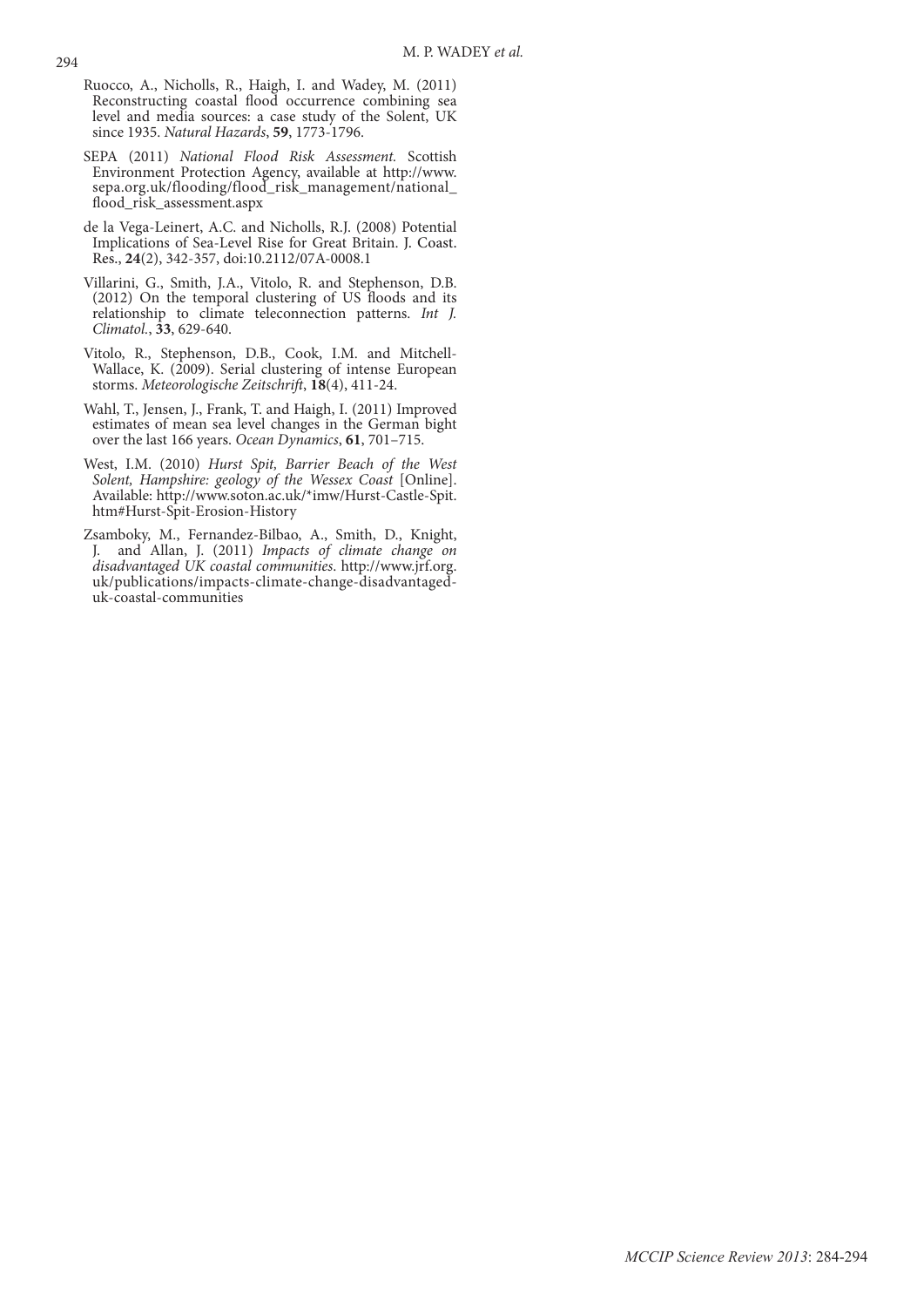Ruocco, A., Nicholls, R., Haigh, I. and Wadey, M. (2011) Reconstructing coastal flood occurrence combining sea level and media sources: a case study of the Solent, UK since 1935. *Natural Hazards*, **59**, 1773-1796.

SEPA (2011) *National Flood Risk Assessment.* Scottish Environment Protection Agency, available at http://www.sepa.org.uk/flooding/flood_risk_management/national_flood_risk_assessment.aspx

de la Vega-Leinert, A.C. and Nicholls, R.J. (2008) Potential Implications of Sea-Level Rise for Great Britain. J. Coast. Res., **24**(2), 342-357, doi:10.2112/07A-0008.1

Villarini, G., Smith, J.A., Vitolo, R. and Stephenson, D.B. (2012) On the temporal clustering of US floods and its relationship to climate teleconnection patterns. *Int J. Climatol.*, **33**, 629-640.

Vitolo, R., Stephenson, D.B., Cook, I.M. and Mitchell-Wallace, K. (2009). Serial clustering of intense European storms. *Meteorologische Zeitschrift*, **18**(4), 411-24.

Wahl, T., Jensen, J., Frank, T. and Haigh, I. (2011) Improved estimates of mean sea level changes in the German bight over the last 166 years. *Ocean Dynamics*, **61**, 701–715.

West, I.M. (2010) *Hurst Spit, Barrier Beach of the West Solent, Hampshire: geology of the Wessex Coast* [Online]. Available: http://www.soton.ac.uk/*imw/Hurst-Castle-Spit.htm#Hurst-Spit-Erosion-History

Zsamboky, M., Fernandez-Bilbao, A., Smith, D., Knight, J. and Allan, J. (2011) *Impacts of climate change on disadvantaged UK coastal communities.* http://www.jrf.org.uk/publications/impacts-climate-change-disadvantaged-uk-coastal-communities